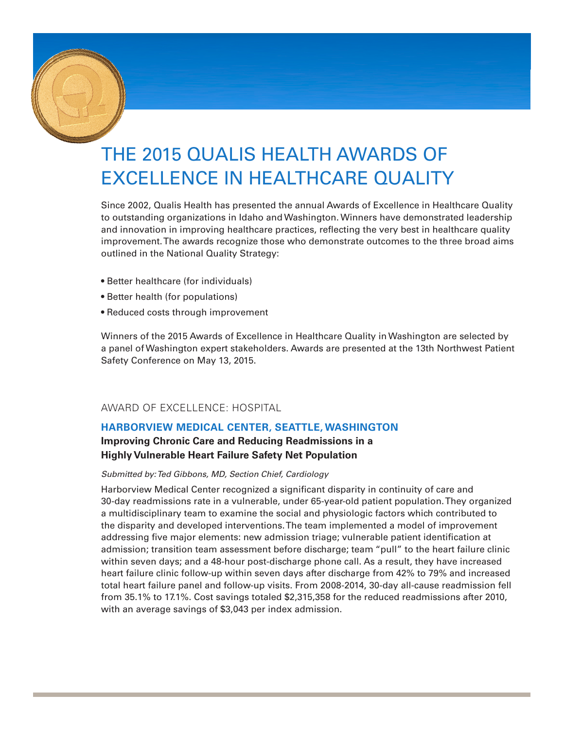# THE 2015 QUALIS HEALTH AWARDS OF EXCELLENCE IN HEALTHCARE QUALITY

Since 2002, Qualis Health has presented the annual Awards of Excellence in Healthcare Quality to outstanding organizations in Idaho and Washington. Winners have demonstrated leadership and innovation in improving healthcare practices, reflecting the very best in healthcare quality improvement. The awards recognize those who demonstrate outcomes to the three broad aims outlined in the National Quality Strategy:

- Better healthcare (for individuals)
- Better health (for populations)
- Reduced costs through improvement

Winners of the 2015 Awards of Excellence in Healthcare Quality in Washington are selected by a panel of Washington expert stakeholders. Awards are presented at the 13th Northwest Patient Safety Conference on May 13, 2015.

## AWARD OF EXCELLENCE: HOSPITAL

### HARBORVIEW MEDICAL CENTER, SEATTLE, WASHINGTON

**Improving Chronic Care and Reducing Readmissions in a Highly Vulnerable Heart Failure Safety Net Population**

*Submitted by: Ted Gibbons, MD, Section Chief, Cardiology*

Harborview Medical Center recognized a significant disparity in continuity of care and 30-day readmissions rate in a vulnerable, under 65-year-old patient population. They organized a multidisciplinary team to examine the social and physiologic factors which contributed to the disparity and developed interventions. The team implemented a model of improvement addressing five major elements: new admission triage; vulnerable patient identification at admission; transition team assessment before discharge; team "pull" to the heart failure clinic within seven days; and a 48-hour post-discharge phone call. As a result, they have increased heart failure clinic follow-up within seven days after discharge from 42% to 79% and increased total heart failure panel and follow-up visits. From 2008-2014, 30-day all-cause readmission fell from 35.1% to 17.1%. Cost savings totaled $2,315,358 for the reduced readmissions after 2010, with an average savings of $3,043 per index admission.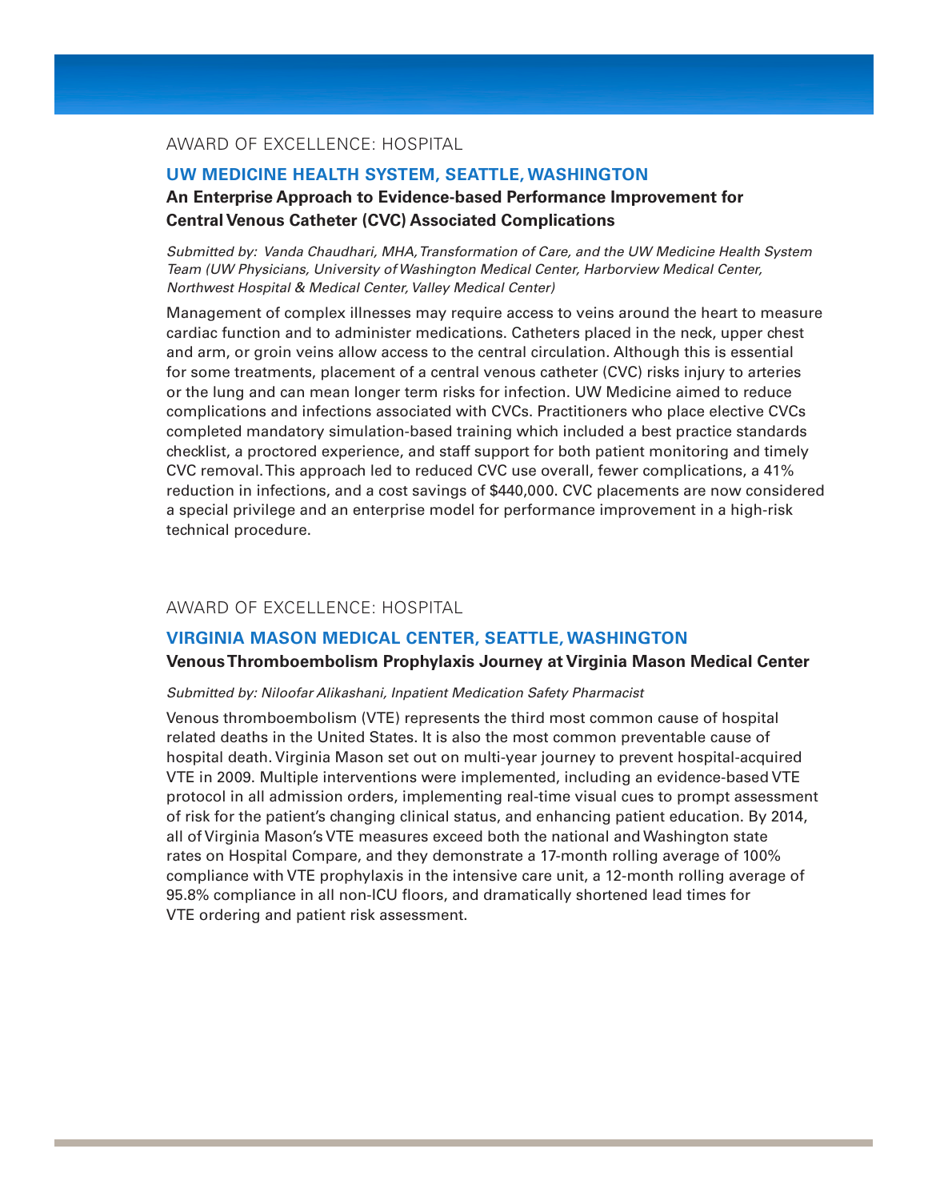AWARD OF EXCELLENCE: HOSPITAL

## UW MEDICINE HEALTH SYSTEM, SEATTLE, WASHINGTON

### An Enterprise Approach to Evidence-based Performance Improvement for Central Venous Catheter (CVC) Associated Complications

*Submitted by: Vanda Chaudhari, MHA, Transformation of Care, and the UW Medicine Health System Team (UW Physicians, University of Washington Medical Center, Harborview Medical Center, Northwest Hospital & Medical Center, Valley Medical Center)*

Management of complex illnesses may require access to veins around the heart to measure cardiac function and to administer medications. Catheters placed in the neck, upper chest and arm, or groin veins allow access to the central circulation. Although this is essential for some treatments, placement of a central venous catheter (CVC) risks injury to arteries or the lung and can mean longer term risks for infection. UW Medicine aimed to reduce complications and infections associated with CVCs. Practitioners who place elective CVCs completed mandatory simulation-based training which included a best practice standards checklist, a proctored experience, and staff support for both patient monitoring and timely CVC removal. This approach led to reduced CVC use overall, fewer complications, a 41% reduction in infections, and a cost savings of $440,000. CVC placements are now considered a special privilege and an enterprise model for performance improvement in a high-risk technical procedure.

AWARD OF EXCELLENCE: HOSPITAL

## VIRGINIA MASON MEDICAL CENTER, SEATTLE, WASHINGTON

### Venous Thromboembolism Prophylaxis Journey at Virginia Mason Medical Center

*Submitted by: Niloofar Alikashani, Inpatient Medication Safety Pharmacist*

Venous thromboembolism (VTE) represents the third most common cause of hospital related deaths in the United States. It is also the most common preventable cause of hospital death. Virginia Mason set out on multi-year journey to prevent hospital-acquired VTE in 2009. Multiple interventions were implemented, including an evidence-based VTE protocol in all admission orders, implementing real-time visual cues to prompt assessment of risk for the patient's changing clinical status, and enhancing patient education. By 2014, all of Virginia Mason's VTE measures exceed both the national and Washington state rates on Hospital Compare, and they demonstrate a 17-month rolling average of 100% compliance with VTE prophylaxis in the intensive care unit, a 12-month rolling average of 95.8% compliance in all non-ICU floors, and dramatically shortened lead times for VTE ordering and patient risk assessment.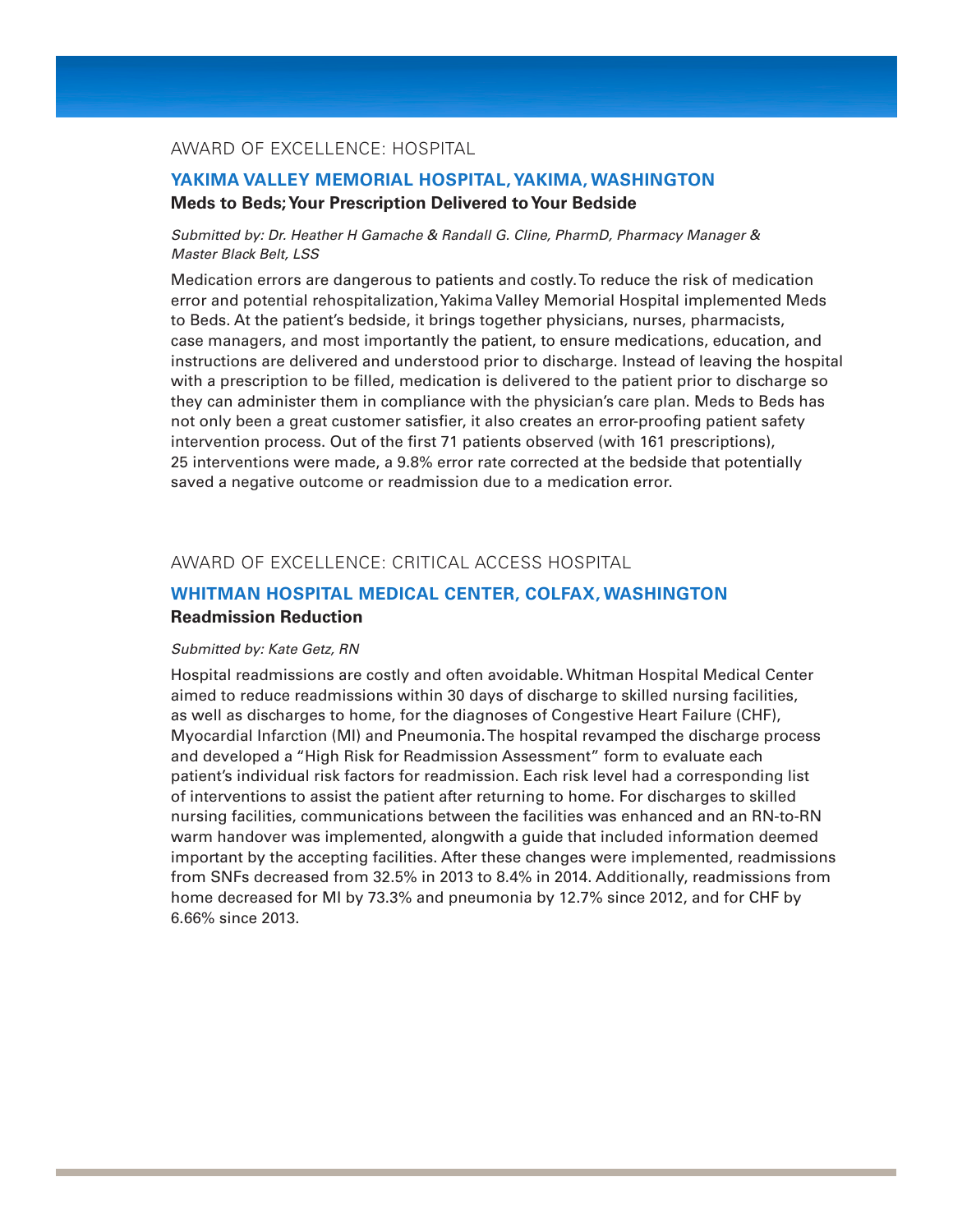## AWARD OF EXCELLENCE: HOSPITAL

### YAKIMA VALLEY MEMORIAL HOSPITAL, YAKIMA, WASHINGTON

**Meds to Beds; Your Prescription Delivered to Your Bedside**

*Submitted by: Dr. Heather H Gamache & Randall G. Cline, PharmD, Pharmacy Manager & Master Black Belt, LSS*

Medication errors are dangerous to patients and costly. To reduce the risk of medication error and potential rehospitalization, Yakima Valley Memorial Hospital implemented Meds to Beds. At the patient's bedside, it brings together physicians, nurses, pharmacists, case managers, and most importantly the patient, to ensure medications, education, and instructions are delivered and understood prior to discharge. Instead of leaving the hospital with a prescription to be filled, medication is delivered to the patient prior to discharge so they can administer them in compliance with the physician's care plan. Meds to Beds has not only been a great customer satisfier, it also creates an error-proofing patient safety intervention process. Out of the first 71 patients observed (with 161 prescriptions), 25 interventions were made, a 9.8% error rate corrected at the bedside that potentially saved a negative outcome or readmission due to a medication error.

## AWARD OF EXCELLENCE: CRITICAL ACCESS HOSPITAL

### WHITMAN HOSPITAL MEDICAL CENTER, COLFAX, WASHINGTON

**Readmission Reduction**

*Submitted by: Kate Getz, RN*

Hospital readmissions are costly and often avoidable. Whitman Hospital Medical Center aimed to reduce readmissions within 30 days of discharge to skilled nursing facilities, as well as discharges to home, for the diagnoses of Congestive Heart Failure (CHF), Myocardial Infarction (MI) and Pneumonia. The hospital revamped the discharge process and developed a "High Risk for Readmission Assessment" form to evaluate each patient's individual risk factors for readmission. Each risk level had a corresponding list of interventions to assist the patient after returning to home. For discharges to skilled nursing facilities, communications between the facilities was enhanced and an RN-to-RN warm handover was implemented, alongwith a guide that included information deemed important by the accepting facilities. After these changes were implemented, readmissions from SNFs decreased from 32.5% in 2013 to 8.4% in 2014. Additionally, readmissions from home decreased for MI by 73.3% and pneumonia by 12.7% since 2012, and for CHF by 6.66% since 2013.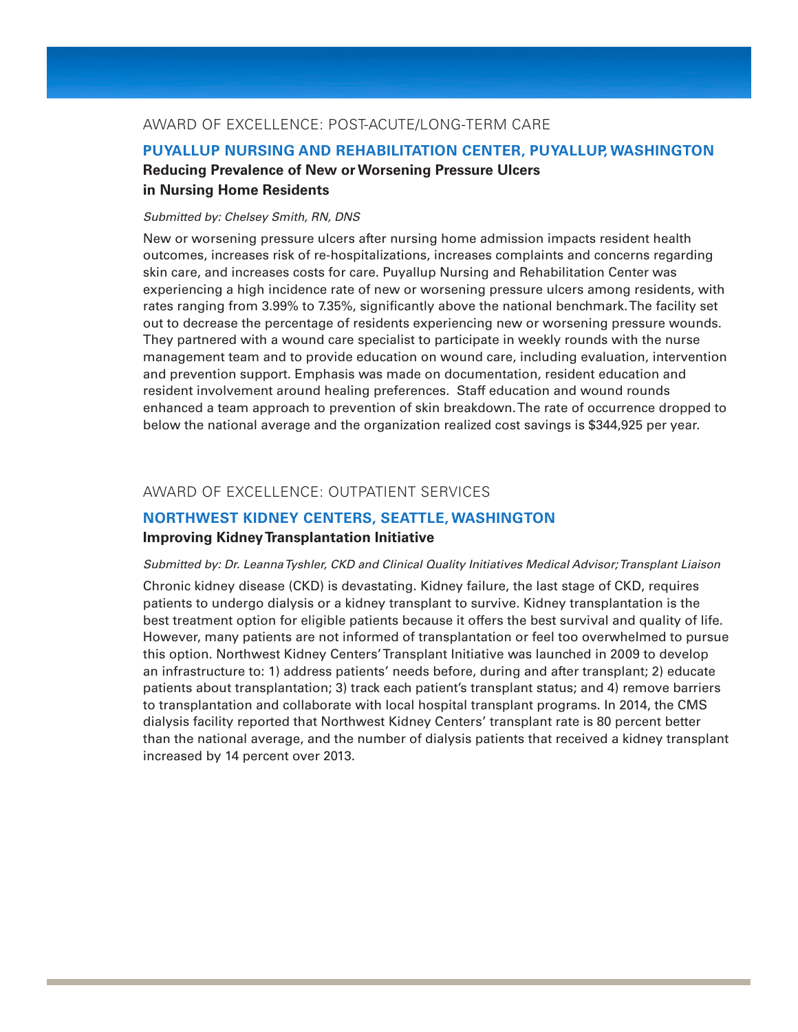## AWARD OF EXCELLENCE: POST-ACUTE/LONG-TERM CARE

### PUYALLUP NURSING AND REHABILITATION CENTER, PUYALLUP, WASHINGTON

**Reducing Prevalence of New or Worsening Pressure Ulcers in Nursing Home Residents**

*Submitted by: Chelsey Smith, RN, DNS*

New or worsening pressure ulcers after nursing home admission impacts resident health outcomes, increases risk of re-hospitalizations, increases complaints and concerns regarding skin care, and increases costs for care. Puyallup Nursing and Rehabilitation Center was experiencing a high incidence rate of new or worsening pressure ulcers among residents, with rates ranging from 3.99% to 7.35%, significantly above the national benchmark. The facility set out to decrease the percentage of residents experiencing new or worsening pressure wounds. They partnered with a wound care specialist to participate in weekly rounds with the nurse management team and to provide education on wound care, including evaluation, intervention and prevention support. Emphasis was made on documentation, resident education and resident involvement around healing preferences. Staff education and wound rounds enhanced a team approach to prevention of skin breakdown. The rate of occurrence dropped to below the national average and the organization realized cost savings is $344,925 per year.

## AWARD OF EXCELLENCE: OUTPATIENT SERVICES

### NORTHWEST KIDNEY CENTERS, SEATTLE, WASHINGTON

**Improving Kidney Transplantation Initiative**

*Submitted by: Dr. Leanna Tyshler, CKD and Clinical Quality Initiatives Medical Advisor; Transplant Liaison*

Chronic kidney disease (CKD) is devastating. Kidney failure, the last stage of CKD, requires patients to undergo dialysis or a kidney transplant to survive. Kidney transplantation is the best treatment option for eligible patients because it offers the best survival and quality of life. However, many patients are not informed of transplantation or feel too overwhelmed to pursue this option. Northwest Kidney Centers' Transplant Initiative was launched in 2009 to develop an infrastructure to: 1) address patients' needs before, during and after transplant; 2) educate patients about transplantation; 3) track each patient's transplant status; and 4) remove barriers to transplantation and collaborate with local hospital transplant programs. In 2014, the CMS dialysis facility reported that Northwest Kidney Centers' transplant rate is 80 percent better than the national average, and the number of dialysis patients that received a kidney transplant increased by 14 percent over 2013.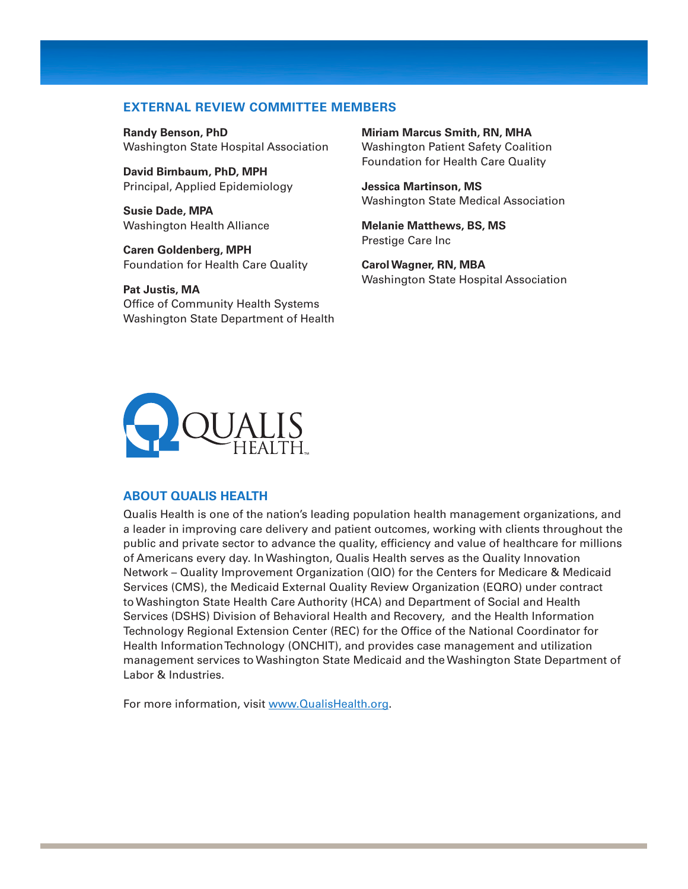## EXTERNAL REVIEW COMMITTEE MEMBERS

**Randy Benson, PhD**
Washington State Hospital Association

**David Birnbaum, PhD, MPH**
Principal, Applied Epidemiology

**Susie Dade, MPA**
Washington Health Alliance

**Caren Goldenberg, MPH**
Foundation for Health Care Quality

**Pat Justis, MA**
Office of Community Health Systems
Washington State Department of Health

**Miriam Marcus Smith, RN, MHA**
Washington Patient Safety Coalition
Foundation for Health Care Quality

**Jessica Martinson, MS**
Washington State Medical Association

**Melanie Matthews, BS, MS**
Prestige Care Inc

**Carol Wagner, RN, MBA**
Washington State Hospital Association

QUALIS HEALTH

## ABOUT QUALIS HEALTH

Qualis Health is one of the nation's leading population health management organizations, and a leader in improving care delivery and patient outcomes, working with clients throughout the public and private sector to advance the quality, efficiency and value of healthcare for millions of Americans every day. In Washington, Qualis Health serves as the Quality Innovation Network – Quality Improvement Organization (QIO) for the Centers for Medicare & Medicaid Services (CMS), the Medicaid External Quality Review Organization (EQRO) under contract to Washington State Health Care Authority (HCA) and Department of Social and Health Services (DSHS) Division of Behavioral Health and Recovery, and the Health Information Technology Regional Extension Center (REC) for the Office of the National Coordinator for Health Information Technology (ONCHIT), and provides case management and utilization management services to Washington State Medicaid and the Washington State Department of Labor & Industries.

For more information, visit www.QualisHealth.org.